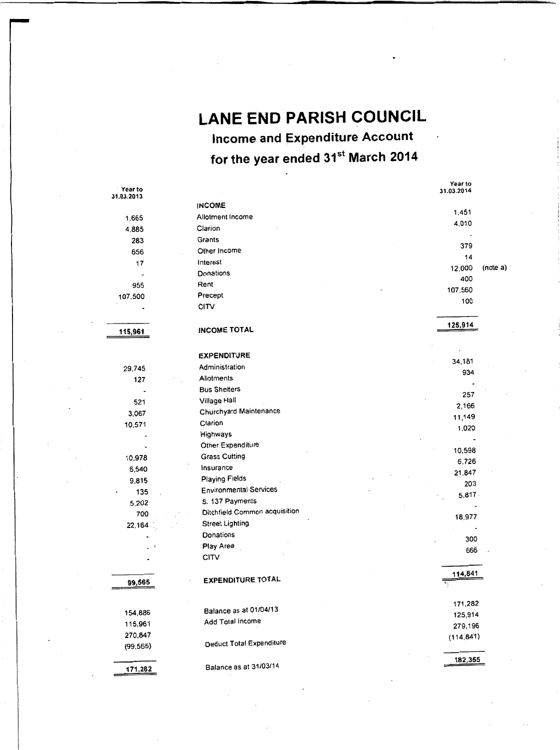# LANE END PARISH COUNCIL

## Income and Expenditure Account

## for the year ended 31st March 2014

| Year to 31.03.2013 | | Year to 31.03.2014 | |
|---|---|---|---|
| | **INCOME** | | |
| 1,665 | Allotment Income | 1,451 | |
| 4,885 | Clarion | 4,010 | |
| 283 | Grants | - | |
| 656 | Other Income | 379 | |
| 17 | Interest | 14 | |
| - | Donations | 12,000 | (note a) |
| 955 | Rent | 400 | |
| 107,500 | Precept | 107,560 | |
| - | CITV | 100 | |
| **115,961** | **INCOME TOTAL** | **125,914** | |
| | **EXPENDITURE** | | |
| 29,745 | Administration | 34,181 | |
| 127 | Allotments | 934 | |
| - | Bus Shelters | - | |
| 521 | Village Hall | 257 | |
| 3,067 | Churchyard Maintenance | 2,166 | |
| 10,571 | Clarion | 11,149 | |
| - | Highways | 1,020 | |
| - | Other Expenditure | - | |
| 10,978 | Grass Cutting | 10,598 | |
| 6,540 | Insurance | 6,726 | |
| 9,815 | Playing Fields | 21,847 | |
| 135 | Environmental Services | 203 | |
| 5,202 | S. 137 Payments | 5,817 | |
| 700 | Ditchfield Common acquisition | - | |
| 22,164 | Street Lighting | 18,977 | |
| - | Donations | - | |
| - | Play Area | 300 | |
| - | CITV | 666 | |
| **99,565** | **EXPENDITURE TOTAL** | **114,841** | |
| 154,886 | Balance as at 01/04/13 | 171,282 | |
| 115,961 | Add Total Income | 125,914 | |
| 270,847 | | 279,196 | |
| (99,565) | Deduct Total Expenditure | (114,841) | |
| **171,282** | Balance as at 31/03/14 | **182,355** | |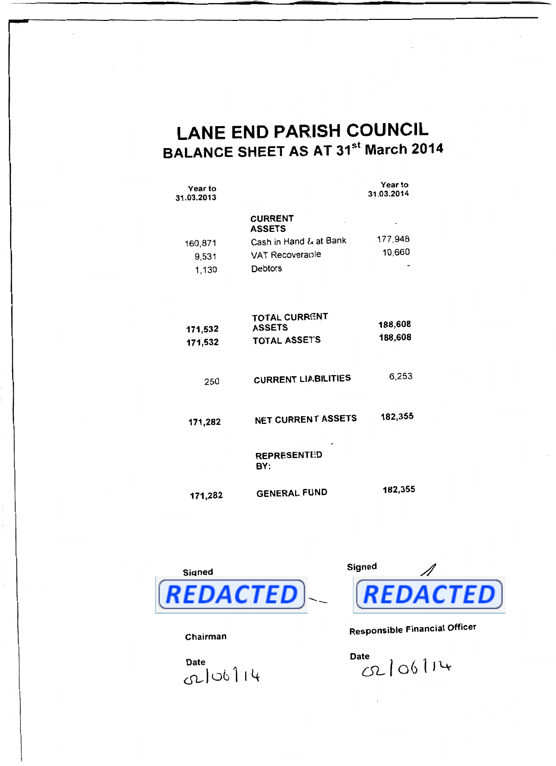# LANE END PARISH COUNCIL

## BALANCE SHEET AS AT 31st March 2014

| Year to 31.03.2013 | | Year to 31.03.2014 |
|---|---|---|
| | **CURRENT ASSETS** | |
| 160,871 | Cash in Hand & at Bank | 177,948 |
| 9,531 | VAT Recoverable | 10,660 |
| 1,130 | Debtors | - |
| **171,532** | **TOTAL CURRENT ASSETS** | **188,608** |
| **171,532** | **TOTAL ASSETS** | **188,608** |
| 250 | **CURRENT LIABILITIES** | 6,253 |
| **171,282** | **NET CURRENT ASSETS** | **182,355** |
| | **REPRESENTED BY:** | |
| **171,282** | **GENERAL FUND** | **182,355** |

Signed REDACTED

Chairman

Date 02/06/14

Signed REDACTED

Responsible Financial Officer

Date 02/06/14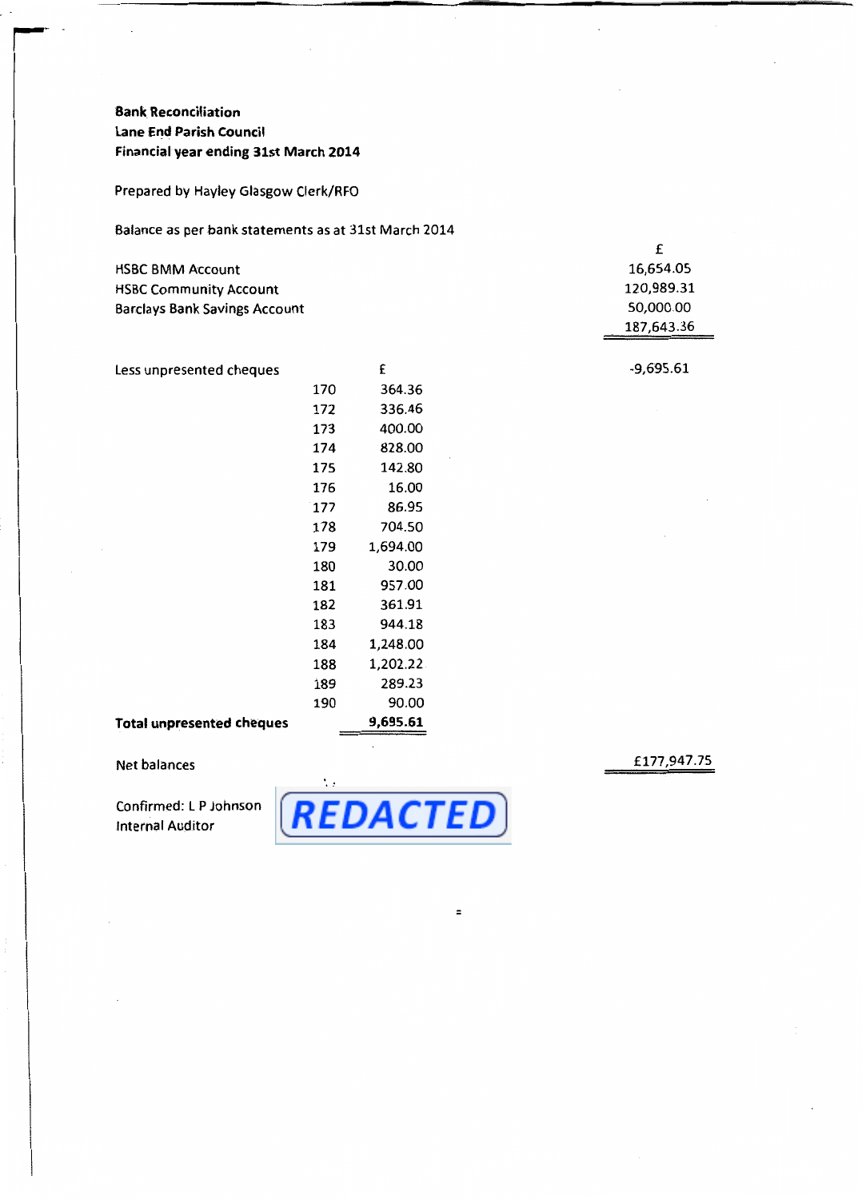**Bank Reconciliation**
**Lane End Parish Council**
**Financial year ending 31st March 2014**

Prepared by Hayley Glasgow Clerk/RFO

Balance as per bank statements as at 31st March 2014

| | £ |
|---|---|
| HSBC BMM Account | 16,654.05 |
| HSBC Community Account | 120,989.31 |
| Barclays Bank Savings Account | 50,000.00 |
| | 187,643.36 |

| Less unpresented cheques | | £ | -9,695.61 |
|---|---|---|---|
| | 170 | 364.36 | |
| | 172 | 336.46 | |
| | 173 | 400.00 | |
| | 174 | 828.00 | |
| | 175 | 142.80 | |
| | 176 | 16.00 | |
| | 177 | 86.95 | |
| | 178 | 704.50 | |
| | 179 | 1,694.00 | |
| | 180 | 30.00 | |
| | 181 | 957.00 | |
| | 182 | 361.91 | |
| | 183 | 944.18 | |
| | 184 | 1,248.00 | |
| | 188 | 1,202.22 | |
| | 189 | 289.23 | |
| | 190 | 90.00 | |
| **Total unpresented cheques** | | **9,695.61** | |

Net balances £177,947.75

Confirmed: L P Johnson REDACTED
Internal Auditor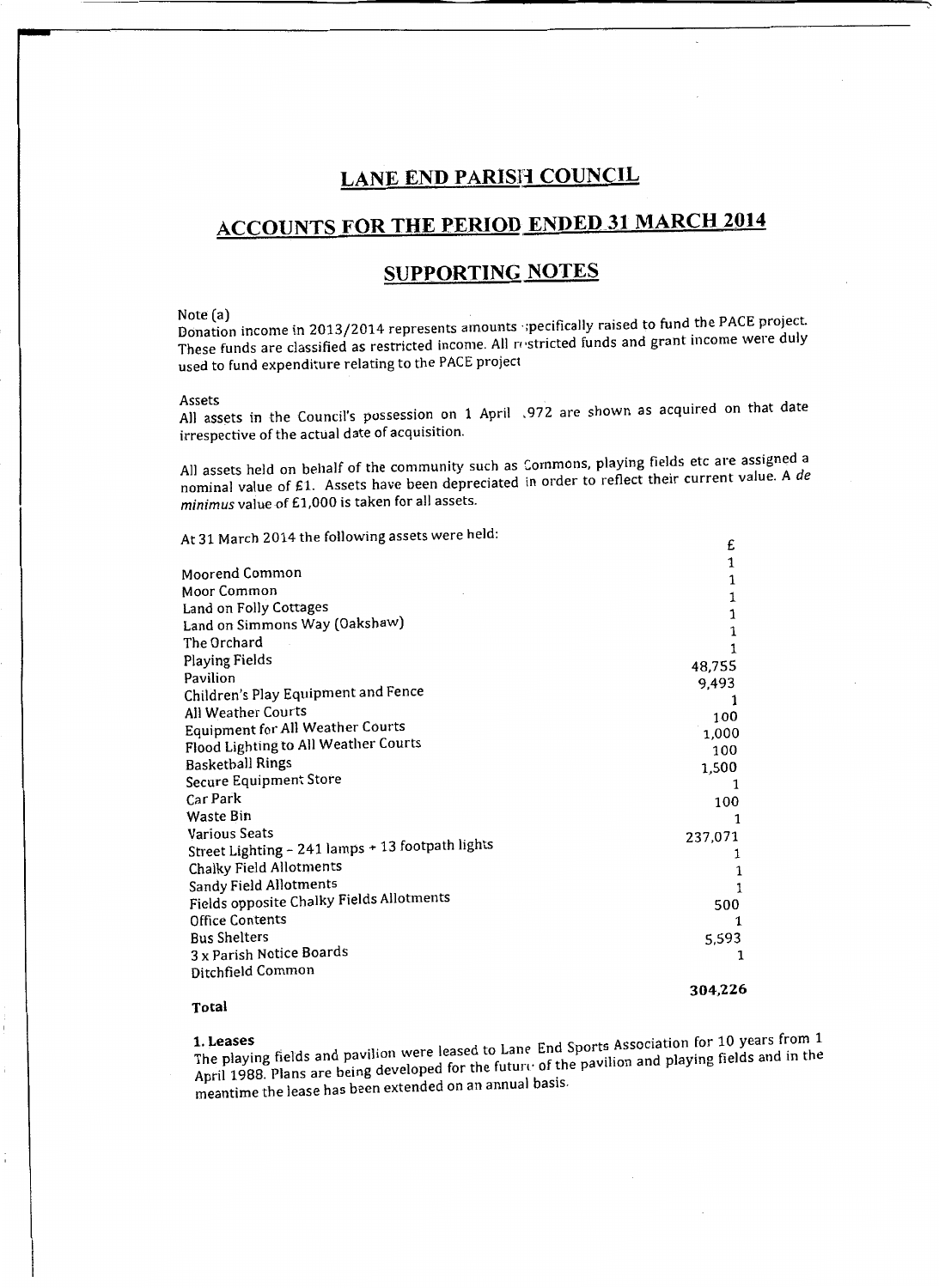# LANE END PARISH COUNCIL

## ACCOUNTS FOR THE PERIOD ENDED 31 MARCH 2014

## SUPPORTING NOTES

Note (a)
Donation income in 2013/2014 represents amounts specifically raised to fund the PACE project. These funds are classified as restricted income. All restricted funds and grant income were duly used to fund expenditure relating to the PACE project

Assets
All assets in the Council's possession on 1 April 1972 are shown as acquired on that date irrespective of the actual date of acquisition.

All assets held on behalf of the community such as Commons, playing fields etc are assigned a nominal value of £1. Assets have been depreciated in order to reflect their current value. A *de minimus* value of £1,000 is taken for all assets.

At 31 March 2014 the following assets were held:

| | £ |
|---|---|
| Moorend Common | 1 |
| Moor Common | 1 |
| Land on Folly Cottages | 1 |
| Land on Simmons Way (Oakshaw) | 1 |
| The Orchard | 1 |
| Playing Fields | 1 |
| Pavilion | 48,755 |
| Children's Play Equipment and Fence | 9,493 |
| All Weather Courts | 1 |
| Equipment for All Weather Courts | 100 |
| Flood Lighting to All Weather Courts | 1,000 |
| Basketball Rings | 100 |
| Secure Equipment Store | 1,500 |
| Car Park | 1 |
| Waste Bin | 100 |
| Various Seats | 1 |
| Street Lighting - 241 lamps + 13 footpath lights | 237,071 |
| Chalky Field Allotments | 1 |
| Sandy Field Allotments | 1 |
| Fields opposite Chalky Fields Allotments | 1 |
| Office Contents | 500 |
| Bus Shelters | 1 |
| 3 x Parish Notice Boards | 5,593 |
| Ditchfield Common | 1 |
| **Total** | **304,226** |

**1. Leases**
The playing fields and pavilion were leased to Lane End Sports Association for 10 years from 1 April 1988. Plans are being developed for the future of the pavilion and playing fields and in the meantime the lease has been extended on an annual basis.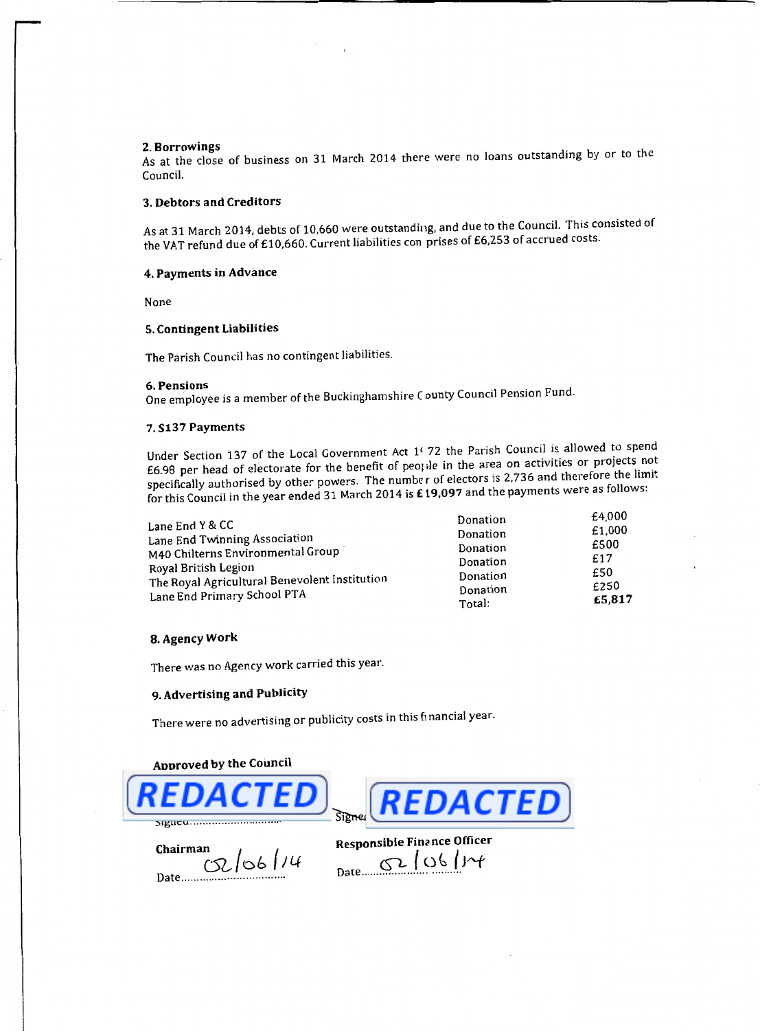## 2. Borrowings

As at the close of business on 31 March 2014 there were no loans outstanding by or to the Council.

## 3. Debtors and Creditors

As at 31 March 2014, debts of 10,660 were outstanding, and due to the Council. This consisted of the VAT refund due of £10,660. Current liabilities con prises of £6,253 of accrued costs.

## 4. Payments in Advance

None

## 5. Contingent Liabilities

The Parish Council has no contingent liabilities.

## 6. Pensions

One employee is a member of the Buckinghamshire County Council Pension Fund.

## 7. S137 Payments

Under Section 137 of the Local Government Act 1972 the Parish Council is allowed to spend £6.98 per head of electorate for the benefit of people in the area on activities or projects not specifically authorised by other powers. The number of electors is 2,736 and therefore the limit for this Council in the year ended 31 March 2014 is **£19,097** and the payments were as follows:

| | | |
|---|---|---|
| Lane End Y & CC | Donation | £4,000 |
| Lane End Twinning Association | Donation | £1,000 |
| M40 Chilterns Environmental Group | Donation | £500 |
| Royal British Legion | Donation | £17 |
| The Royal Agricultural Benevolent Institution | Donation | £50 |
| Lane End Primary School PTA | Donation | £250 |
| | Total: | **£5,817** |

## 8. Agency Work

There was no Agency work carried this year.

## 9. Advertising and Publicity

There were no advertising or publicity costs in this financial year.

**Approved by the Council**

Signed REDACTED

**Chairman**

Date 02/06/14

Signed REDACTED

**Responsible Finance Officer**

Date 02/06/14